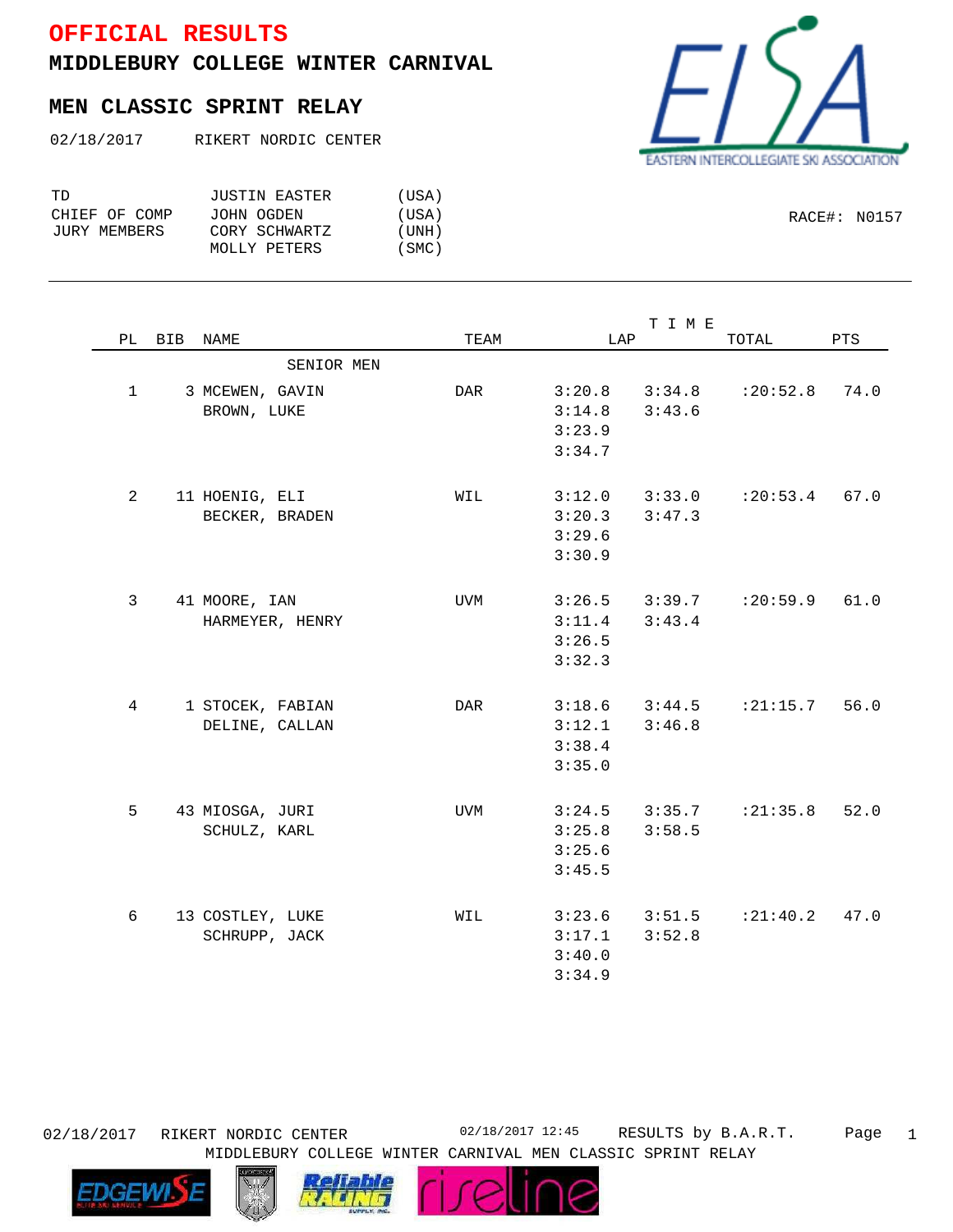# OFFICIAL RESULTS

## MIDDLEBURY COLLEGE WINTER CARNIVAL

## MEN CLASSIC SPRINT RELAY

02/18/2017 RIKERT NORDIC CENTER

EASTERN INTERCOLLEGIATE SKI ASSOCIATION

| | | |
|---|---|---|
| TD | JUSTIN EASTER | (USA) |
| CHIEF OF COMP | JOHN OGDEN | (USA) |
| JURY MEMBERS | CORY SCHWARTZ | (UNH) |
| | MOLLY PETERS | (SMC) |

RACE#: N0157

| PL | BIB | NAME | TEAM | LAP | LAP | TOTAL | PTS |
|---|---|---|---|---|---|---|---|
| | | SENIOR MEN | | | | | |
| 1 | 3 | MCEWEN, GAVIN<br>BROWN, LUKE | DAR | 3:20.8<br>3:14.8<br>3:23.9<br>3:34.7 | 3:34.8<br>3:43.6 | :20:52.8 | 74.0 |
| 2 | 11 | HOENIG, ELI<br>BECKER, BRADEN | WIL | 3:12.0<br>3:20.3<br>3:29.6<br>3:30.9 | 3:33.0<br>3:47.3 | :20:53.4 | 67.0 |
| 3 | 41 | MOORE, IAN<br>HARMEYER, HENRY | UVM | 3:26.5<br>3:11.4<br>3:26.5<br>3:32.3 | 3:39.7<br>3:43.4 | :20:59.9 | 61.0 |
| 4 | 1 | STOCEK, FABIAN<br>DELINE, CALLAN | DAR | 3:18.6<br>3:12.1<br>3:38.4<br>3:35.0 | 3:44.5<br>3:46.8 | :21:15.7 | 56.0 |
| 5 | 43 | MIOSGA, JURI<br>SCHULZ, KARL | UVM | 3:24.5<br>3:25.8<br>3:25.6<br>3:45.5 | 3:35.7<br>3:58.5 | :21:35.8 | 52.0 |
| 6 | 13 | COSTLEY, LUKE<br>SCHRUPP, JACK | WIL | 3:23.6<br>3:17.1<br>3:40.0<br>3:34.9 | 3:51.5<br>3:52.8 | :21:40.2 | 47.0 |

02/18/2017 RIKERT NORDIC CENTER 02/18/2017 12:45 RESULTS by B.A.R.T.
MIDDLEBURY COLLEGE WINTER CARNIVAL MEN CLASSIC SPRINT RELAY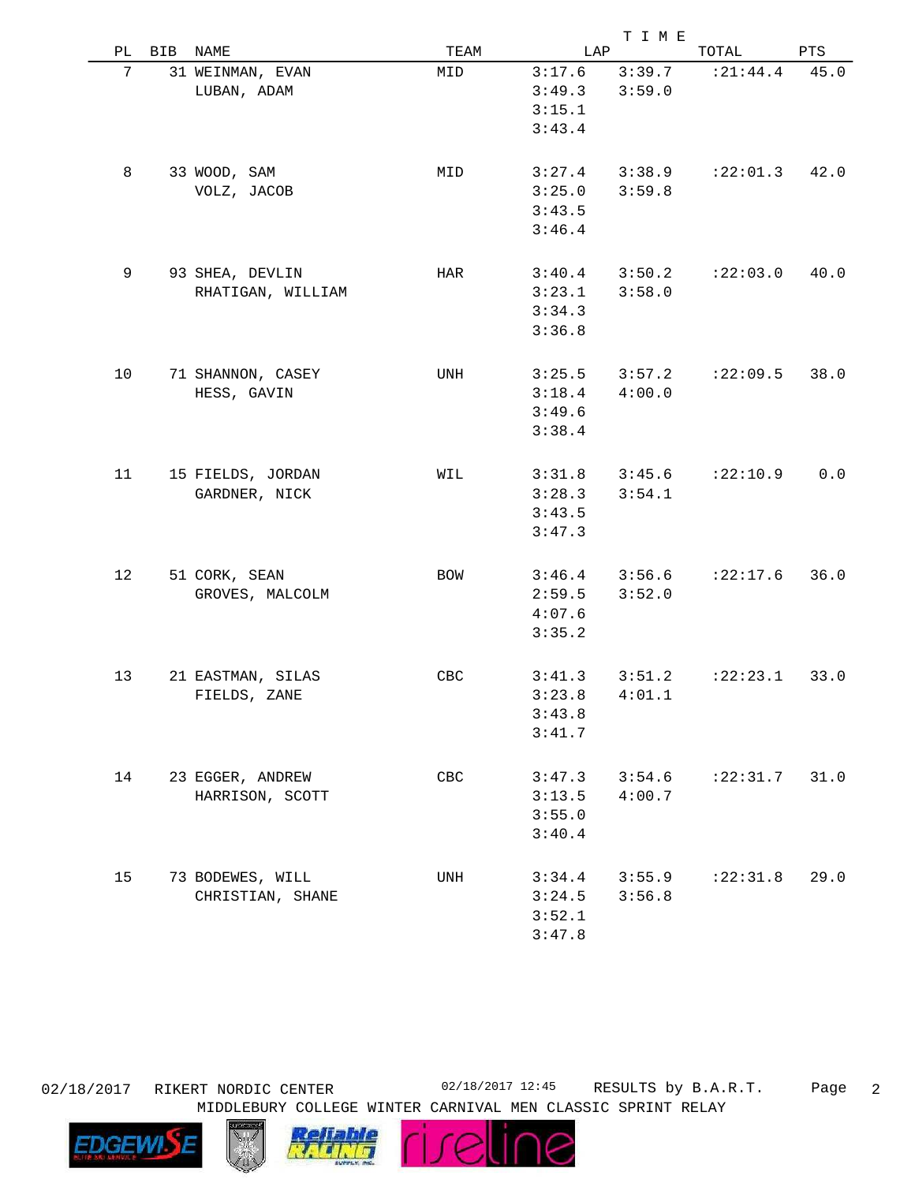| PL | BIB | NAME | TEAM | LAP | | TOTAL | PTS |
|---|---|---|---|---|---|---|---|
| 7 | 31 | WEINMAN, EVAN | MID | 3:17.6 | 3:39.7 | :21:44.4 | 45.0 |
| | | LUBAN, ADAM | | 3:49.3 | 3:59.0 | | |
| | | | | 3:15.1 | | | |
| | | | | 3:43.4 | | | |
| 8 | 33 | WOOD, SAM | MID | 3:27.4 | 3:38.9 | :22:01.3 | 42.0 |
| | | VOLZ, JACOB | | 3:25.0 | 3:59.8 | | |
| | | | | 3:43.5 | | | |
| | | | | 3:46.4 | | | |
| 9 | 93 | SHEA, DEVLIN | HAR | 3:40.4 | 3:50.2 | :22:03.0 | 40.0 |
| | | RHATIGAN, WILLIAM | | 3:23.1 | 3:58.0 | | |
| | | | | 3:34.3 | | | |
| | | | | 3:36.8 | | | |
| 10 | 71 | SHANNON, CASEY | UNH | 3:25.5 | 3:57.2 | :22:09.5 | 38.0 |
| | | HESS, GAVIN | | 3:18.4 | 4:00.0 | | |
| | | | | 3:49.6 | | | |
| | | | | 3:38.4 | | | |
| 11 | 15 | FIELDS, JORDAN | WIL | 3:31.8 | 3:45.6 | :22:10.9 | 0.0 |
| | | GARDNER, NICK | | 3:28.3 | 3:54.1 | | |
| | | | | 3:43.5 | | | |
| | | | | 3:47.3 | | | |
| 12 | 51 | CORK, SEAN | BOW | 3:46.4 | 3:56.6 | :22:17.6 | 36.0 |
| | | GROVES, MALCOLM | | 2:59.5 | 3:52.0 | | |
| | | | | 4:07.6 | | | |
| | | | | 3:35.2 | | | |
| 13 | 21 | EASTMAN, SILAS | CBC | 3:41.3 | 3:51.2 | :22:23.1 | 33.0 |
| | | FIELDS, ZANE | | 3:23.8 | 4:01.1 | | |
| | | | | 3:43.8 | | | |
| | | | | 3:41.7 | | | |
| 14 | 23 | EGGER, ANDREW | CBC | 3:47.3 | 3:54.6 | :22:31.7 | 31.0 |
| | | HARRISON, SCOTT | | 3:13.5 | 4:00.7 | | |
| | | | | 3:55.0 | | | |
| | | | | 3:40.4 | | | |
| 15 | 73 | BODEWES, WILL | UNH | 3:34.4 | 3:55.9 | :22:31.8 | 29.0 |
| | | CHRISTIAN, SHANE | | 3:24.5 | 3:56.8 | | |
| | | | | 3:52.1 | | | |
| | | | | 3:47.8 | | | |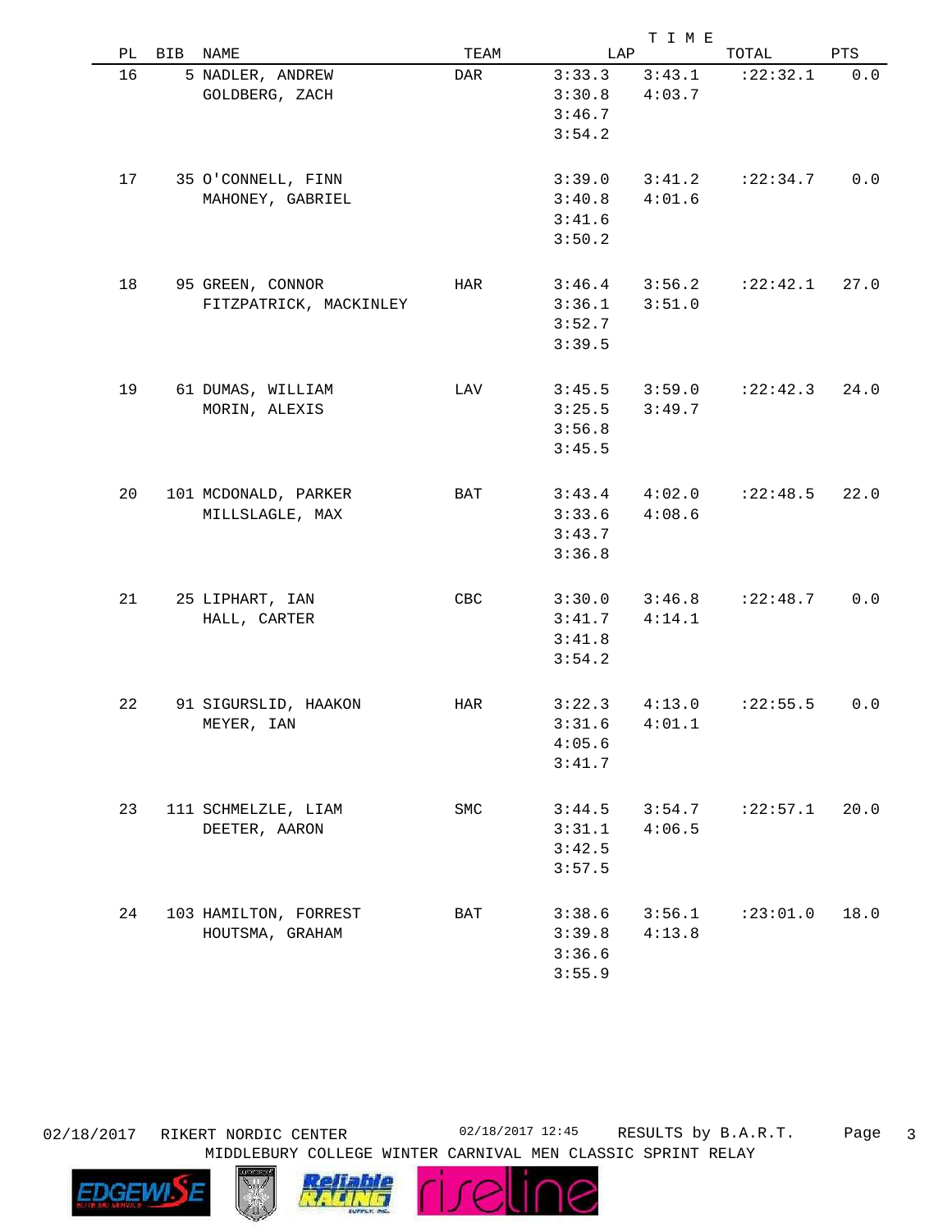| PL | BIB | NAME | TEAM | LAP | | TOTAL | PTS |
|---|---|---|---|---|---|---|---|
| 16 | 5 | NADLER, ANDREW | DAR | 3:33.3 | 3:43.1 | :22:32.1 | 0.0 |
| | | GOLDBERG, ZACH | | 3:30.8 | 4:03.7 | | |
| | | | | 3:46.7 | | | |
| | | | | 3:54.2 | | | |
| 17 | 35 | O'CONNELL, FINN | | 3:39.0 | 3:41.2 | :22:34.7 | 0.0 |
| | | MAHONEY, GABRIEL | | 3:40.8 | 4:01.6 | | |
| | | | | 3:41.6 | | | |
| | | | | 3:50.2 | | | |
| 18 | 95 | GREEN, CONNOR | HAR | 3:46.4 | 3:56.2 | :22:42.1 | 27.0 |
| | | FITZPATRICK, MACKINLEY | | 3:36.1 | 3:51.0 | | |
| | | | | 3:52.7 | | | |
| | | | | 3:39.5 | | | |
| 19 | 61 | DUMAS, WILLIAM | LAV | 3:45.5 | 3:59.0 | :22:42.3 | 24.0 |
| | | MORIN, ALEXIS | | 3:25.5 | 3:49.7 | | |
| | | | | 3:56.8 | | | |
| | | | | 3:45.5 | | | |
| 20 | 101 | MCDONALD, PARKER | BAT | 3:43.4 | 4:02.0 | :22:48.5 | 22.0 |
| | | MILLSLAGLE, MAX | | 3:33.6 | 4:08.6 | | |
| | | | | 3:43.7 | | | |
| | | | | 3:36.8 | | | |
| 21 | 25 | LIPHART, IAN | CBC | 3:30.0 | 3:46.8 | :22:48.7 | 0.0 |
| | | HALL, CARTER | | 3:41.7 | 4:14.1 | | |
| | | | | 3:41.8 | | | |
| | | | | 3:54.2 | | | |
| 22 | 91 | SIGURSLID, HAAKON | HAR | 3:22.3 | 4:13.0 | :22:55.5 | 0.0 |
| | | MEYER, IAN | | 3:31.6 | 4:01.1 | | |
| | | | | 4:05.6 | | | |
| | | | | 3:41.7 | | | |
| 23 | 111 | SCHMELZLE, LIAM | SMC | 3:44.5 | 3:54.7 | :22:57.1 | 20.0 |
| | | DEETER, AARON | | 3:31.1 | 4:06.5 | | |
| | | | | 3:42.5 | | | |
| | | | | 3:57.5 | | | |
| 24 | 103 | HAMILTON, FORREST | BAT | 3:38.6 | 3:56.1 | :23:01.0 | 18.0 |
| | | HOUTSMA, GRAHAM | | 3:39.8 | 4:13.8 | | |
| | | | | 3:36.6 | | | |
| | | | | 3:55.9 | | | |

02/18/2017 RIKERT NORDIC CENTER 02/18/2017 12:45 RESULTS by B.A.R.T.
MIDDLEBURY COLLEGE WINTER CARNIVAL MEN CLASSIC SPRINT RELAY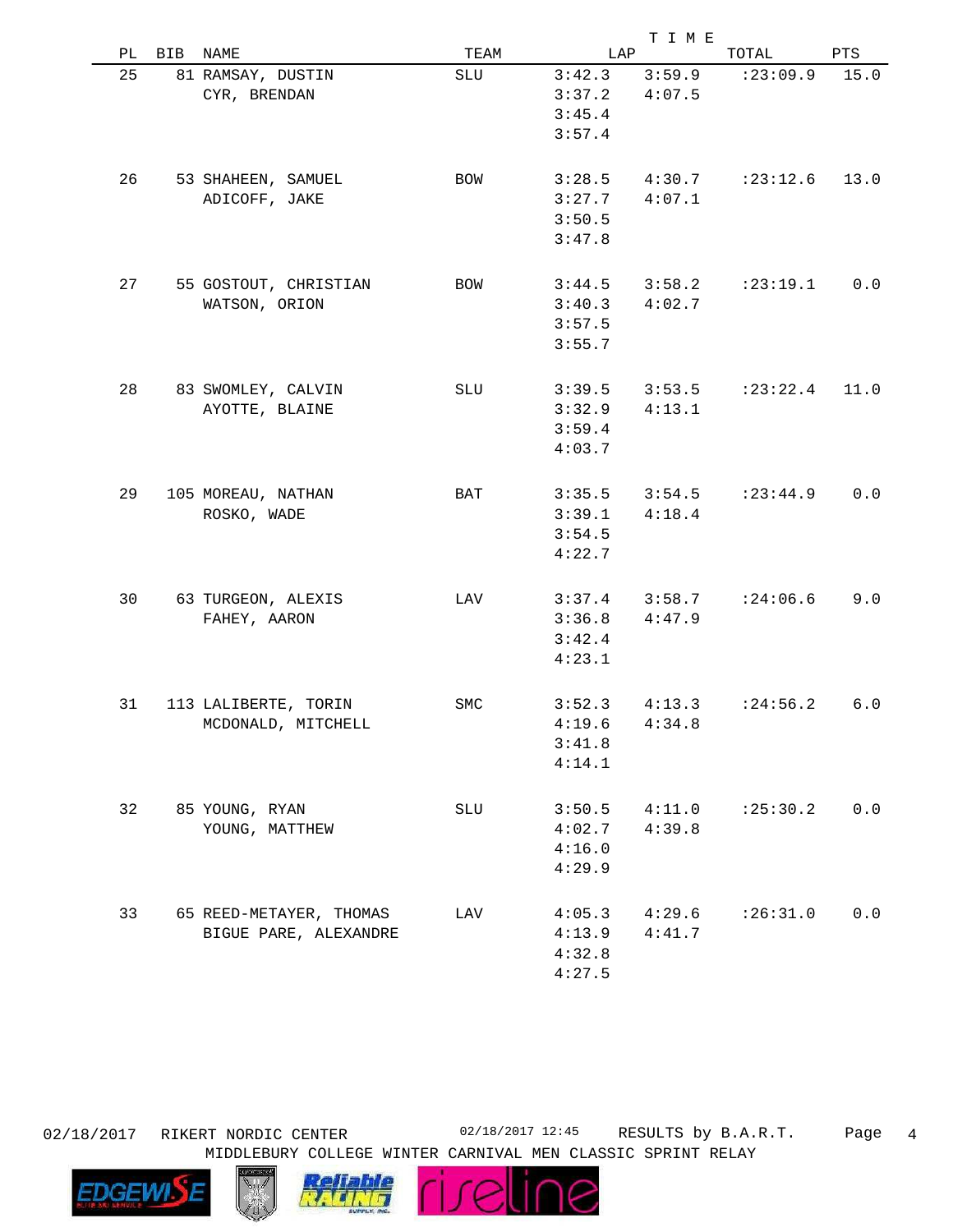| PL | BIB | NAME | TEAM | TIME LAP | | TOTAL | PTS |
|---|---|---|---|---|---|---|---|
| 25 | 81 | RAMSAY, DUSTIN<br>CYR, BRENDAN | SLU | 3:42.3<br>3:37.2<br>3:45.4<br>3:57.4 | 3:59.9<br>4:07.5 | :23:09.9 | 15.0 |
| 26 | 53 | SHAHEEN, SAMUEL<br>ADICOFF, JAKE | BOW | 3:28.5<br>3:27.7<br>3:50.5<br>3:47.8 | 4:30.7<br>4:07.1 | :23:12.6 | 13.0 |
| 27 | 55 | GOSTOUT, CHRISTIAN<br>WATSON, ORION | BOW | 3:44.5<br>3:40.3<br>3:57.5<br>3:55.7 | 3:58.2<br>4:02.7 | :23:19.1 | 0.0 |
| 28 | 83 | SWOMLEY, CALVIN<br>AYOTTE, BLAINE | SLU | 3:39.5<br>3:32.9<br>3:59.4<br>4:03.7 | 3:53.5<br>4:13.1 | :23:22.4 | 11.0 |
| 29 | 105 | MOREAU, NATHAN<br>ROSKO, WADE | BAT | 3:35.5<br>3:39.1<br>3:54.5<br>4:22.7 | 3:54.5<br>4:18.4 | :23:44.9 | 0.0 |
| 30 | 63 | TURGEON, ALEXIS<br>FAHEY, AARON | LAV | 3:37.4<br>3:36.8<br>3:42.4<br>4:23.1 | 3:58.7<br>4:47.9 | :24:06.6 | 9.0 |
| 31 | 113 | LALIBERTE, TORIN<br>MCDONALD, MITCHELL | SMC | 3:52.3<br>4:19.6<br>3:41.8<br>4:14.1 | 4:13.3<br>4:34.8 | :24:56.2 | 6.0 |
| 32 | 85 | YOUNG, RYAN<br>YOUNG, MATTHEW | SLU | 3:50.5<br>4:02.7<br>4:16.0<br>4:29.9 | 4:11.0<br>4:39.8 | :25:30.2 | 0.0 |
| 33 | 65 | REED-METAYER, THOMAS<br>BIGUE PARE, ALEXANDRE | LAV | 4:05.3<br>4:13.9<br>4:32.8<br>4:27.5 | 4:29.6<br>4:41.7 | :26:31.0 | 0.0 |

02/18/2017 RIKERT NORDIC CENTER 02/18/2017 12:45 RESULTS by B.A.R.T.

MIDDLEBURY COLLEGE WINTER CARNIVAL MEN CLASSIC SPRINT RELAY